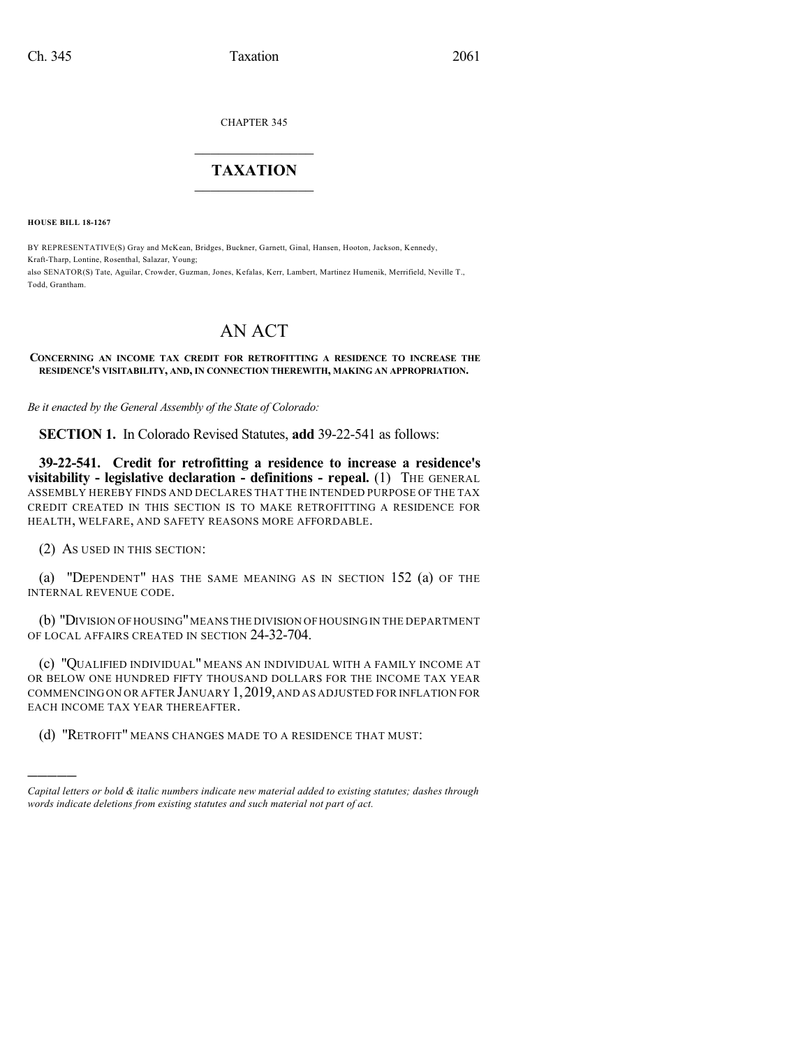CHAPTER 345

# TAXATION

**HOUSE BILL 18-1267**

BY REPRESENTATIVE(S) Gray and McKean, Bridges, Buckner, Garnett, Ginal, Hansen, Hooton, Jackson, Kennedy, Kraft-Tharp, Lontine, Rosenthal, Salazar, Young;
also SENATOR(S) Tate, Aguilar, Crowder, Guzman, Jones, Kefalas, Kerr, Lambert, Martinez Humenik, Merrifield, Neville T., Todd, Grantham.

# AN ACT

**CONCERNING AN INCOME TAX CREDIT FOR RETROFITTING A RESIDENCE TO INCREASE THE RESIDENCE'S VISITABILITY, AND, IN CONNECTION THEREWITH, MAKING AN APPROPRIATION.**

*Be it enacted by the General Assembly of the State of Colorado:*

**SECTION 1.** In Colorado Revised Statutes, **add** 39-22-541 as follows:

**39-22-541. Credit for retrofitting a residence to increase a residence's visitability - legislative declaration - definitions - repeal.** (1) THE GENERAL ASSEMBLY HEREBY FINDS AND DECLARES THAT THE INTENDED PURPOSE OF THE TAX CREDIT CREATED IN THIS SECTION IS TO MAKE RETROFITTING A RESIDENCE FOR HEALTH, WELFARE, AND SAFETY REASONS MORE AFFORDABLE.

(2) AS USED IN THIS SECTION:

(a) "DEPENDENT" HAS THE SAME MEANING AS IN SECTION 152 (a) OF THE INTERNAL REVENUE CODE.

(b) "DIVISION OF HOUSING" MEANS THE DIVISION OF HOUSING IN THE DEPARTMENT OF LOCAL AFFAIRS CREATED IN SECTION 24-32-704.

(c) "QUALIFIED INDIVIDUAL" MEANS AN INDIVIDUAL WITH A FAMILY INCOME AT OR BELOW ONE HUNDRED FIFTY THOUSAND DOLLARS FOR THE INCOME TAX YEAR COMMENCING ON OR AFTER JANUARY 1, 2019, AND AS ADJUSTED FOR INFLATION FOR EACH INCOME TAX YEAR THEREAFTER.

(d) "RETROFIT" MEANS CHANGES MADE TO A RESIDENCE THAT MUST:

---

*Capital letters or bold & italic numbers indicate new material added to existing statutes; dashes through words indicate deletions from existing statutes and such material not part of act.*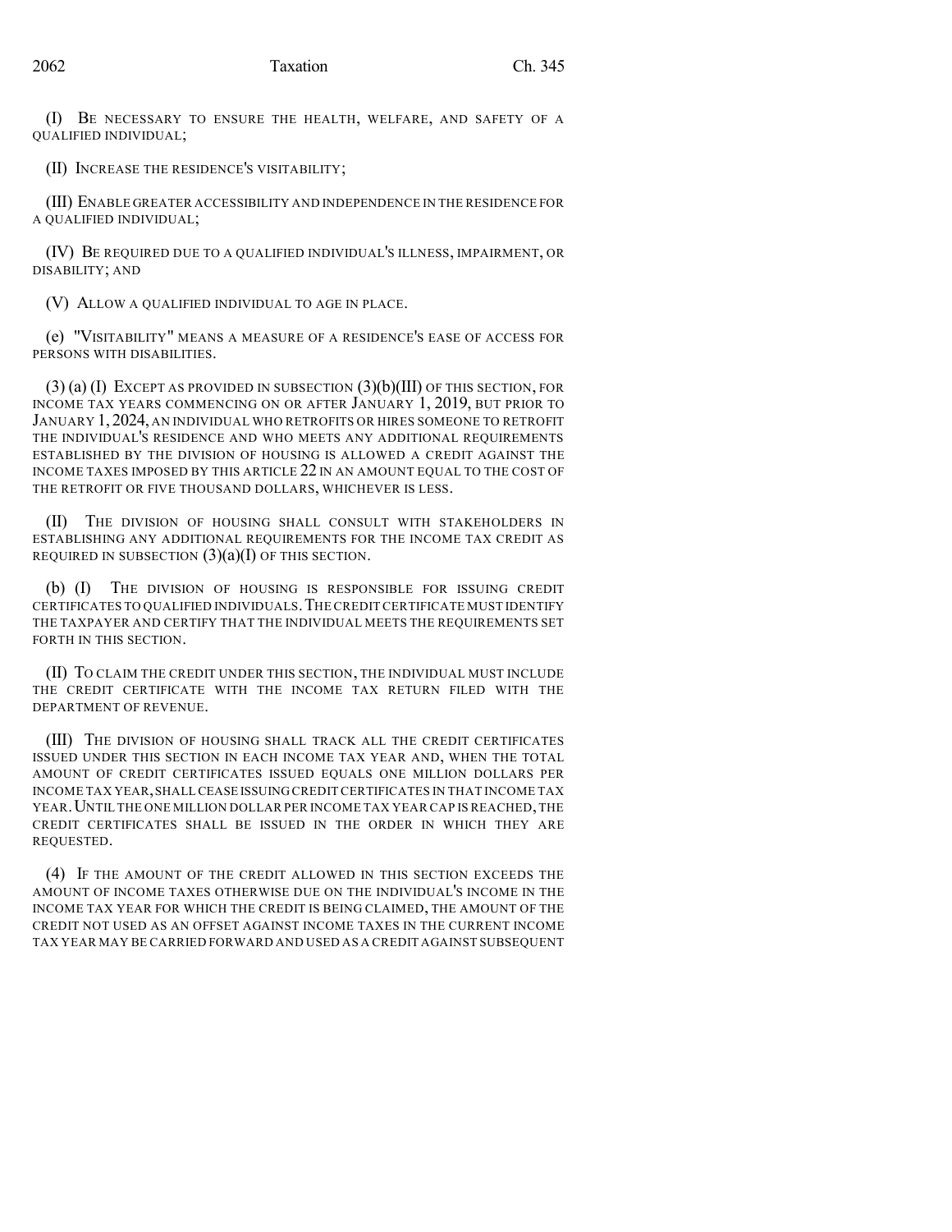(I) BE NECESSARY TO ENSURE THE HEALTH, WELFARE, AND SAFETY OF A QUALIFIED INDIVIDUAL;

(II) INCREASE THE RESIDENCE'S VISITABILITY;

(III) ENABLE GREATER ACCESSIBILITY AND INDEPENDENCE IN THE RESIDENCE FOR A QUALIFIED INDIVIDUAL;

(IV) BE REQUIRED DUE TO A QUALIFIED INDIVIDUAL'S ILLNESS, IMPAIRMENT, OR DISABILITY; AND

(V) ALLOW A QUALIFIED INDIVIDUAL TO AGE IN PLACE.

(e) "VISITABILITY" MEANS A MEASURE OF A RESIDENCE'S EASE OF ACCESS FOR PERSONS WITH DISABILITIES.

(3) (a) (I) EXCEPT AS PROVIDED IN SUBSECTION (3)(b)(III) OF THIS SECTION, FOR INCOME TAX YEARS COMMENCING ON OR AFTER JANUARY 1, 2019, BUT PRIOR TO JANUARY 1, 2024, AN INDIVIDUAL WHO RETROFITS OR HIRES SOMEONE TO RETROFIT THE INDIVIDUAL'S RESIDENCE AND WHO MEETS ANY ADDITIONAL REQUIREMENTS ESTABLISHED BY THE DIVISION OF HOUSING IS ALLOWED A CREDIT AGAINST THE INCOME TAXES IMPOSED BY THIS ARTICLE 22 IN AN AMOUNT EQUAL TO THE COST OF THE RETROFIT OR FIVE THOUSAND DOLLARS, WHICHEVER IS LESS.

(II) THE DIVISION OF HOUSING SHALL CONSULT WITH STAKEHOLDERS IN ESTABLISHING ANY ADDITIONAL REQUIREMENTS FOR THE INCOME TAX CREDIT AS REQUIRED IN SUBSECTION (3)(a)(I) OF THIS SECTION.

(b) (I) THE DIVISION OF HOUSING IS RESPONSIBLE FOR ISSUING CREDIT CERTIFICATES TO QUALIFIED INDIVIDUALS. THE CREDIT CERTIFICATE MUST IDENTIFY THE TAXPAYER AND CERTIFY THAT THE INDIVIDUAL MEETS THE REQUIREMENTS SET FORTH IN THIS SECTION.

(II) TO CLAIM THE CREDIT UNDER THIS SECTION, THE INDIVIDUAL MUST INCLUDE THE CREDIT CERTIFICATE WITH THE INCOME TAX RETURN FILED WITH THE DEPARTMENT OF REVENUE.

(III) THE DIVISION OF HOUSING SHALL TRACK ALL THE CREDIT CERTIFICATES ISSUED UNDER THIS SECTION IN EACH INCOME TAX YEAR AND, WHEN THE TOTAL AMOUNT OF CREDIT CERTIFICATES ISSUED EQUALS ONE MILLION DOLLARS PER INCOME TAX YEAR, SHALL CEASE ISSUING CREDIT CERTIFICATES IN THAT INCOME TAX YEAR. UNTIL THE ONE MILLION DOLLAR PER INCOME TAX YEAR CAP IS REACHED, THE CREDIT CERTIFICATES SHALL BE ISSUED IN THE ORDER IN WHICH THEY ARE REQUESTED.

(4) IF THE AMOUNT OF THE CREDIT ALLOWED IN THIS SECTION EXCEEDS THE AMOUNT OF INCOME TAXES OTHERWISE DUE ON THE INDIVIDUAL'S INCOME IN THE INCOME TAX YEAR FOR WHICH THE CREDIT IS BEING CLAIMED, THE AMOUNT OF THE CREDIT NOT USED AS AN OFFSET AGAINST INCOME TAXES IN THE CURRENT INCOME TAX YEAR MAY BE CARRIED FORWARD AND USED AS A CREDIT AGAINST SUBSEQUENT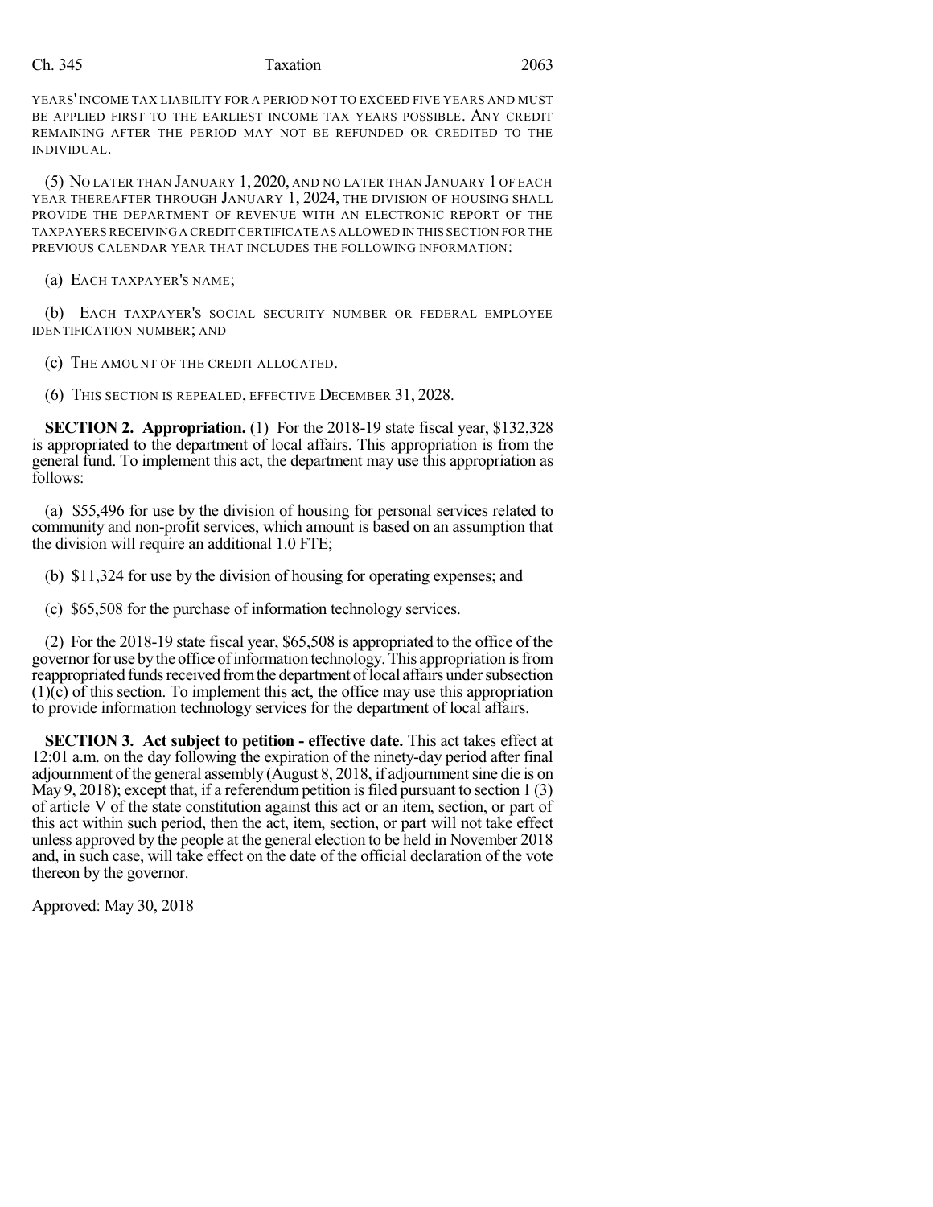YEARS' INCOME TAX LIABILITY FOR A PERIOD NOT TO EXCEED FIVE YEARS AND MUST BE APPLIED FIRST TO THE EARLIEST INCOME TAX YEARS POSSIBLE. ANY CREDIT REMAINING AFTER THE PERIOD MAY NOT BE REFUNDED OR CREDITED TO THE INDIVIDUAL.

(5) NO LATER THAN JANUARY 1, 2020, AND NO LATER THAN JANUARY 1 OF EACH YEAR THEREAFTER THROUGH JANUARY 1, 2024, THE DIVISION OF HOUSING SHALL PROVIDE THE DEPARTMENT OF REVENUE WITH AN ELECTRONIC REPORT OF THE TAXPAYERS RECEIVING A CREDIT CERTIFICATE AS ALLOWED IN THIS SECTION FOR THE PREVIOUS CALENDAR YEAR THAT INCLUDES THE FOLLOWING INFORMATION:

(a) EACH TAXPAYER'S NAME;

(b) EACH TAXPAYER'S SOCIAL SECURITY NUMBER OR FEDERAL EMPLOYEE IDENTIFICATION NUMBER; AND

(c) THE AMOUNT OF THE CREDIT ALLOCATED.

(6) THIS SECTION IS REPEALED, EFFECTIVE DECEMBER 31, 2028.

**SECTION 2. Appropriation.** (1) For the 2018-19 state fiscal year, $132,328 is appropriated to the department of local affairs. This appropriation is from the general fund. To implement this act, the department may use this appropriation as follows:

(a) $55,496 for use by the division of housing for personal services related to community and non-profit services, which amount is based on an assumption that the division will require an additional 1.0 FTE;

(b) $11,324 for use by the division of housing for operating expenses; and

(c) $65,508 for the purchase of information technology services.

(2) For the 2018-19 state fiscal year, $65,508 is appropriated to the office of the governor for use by the office of information technology. This appropriation is from reappropriated funds received from the department of local affairs under subsection (1)(c) of this section. To implement this act, the office may use this appropriation to provide information technology services for the department of local affairs.

**SECTION 3. Act subject to petition - effective date.** This act takes effect at 12:01 a.m. on the day following the expiration of the ninety-day period after final adjournment of the general assembly (August 8, 2018, if adjournment sine die is on May 9, 2018); except that, if a referendum petition is filed pursuant to section 1 (3) of article V of the state constitution against this act or an item, section, or part of this act within such period, then the act, item, section, or part will not take effect unless approved by the people at the general election to be held in November 2018 and, in such case, will take effect on the date of the official declaration of the vote thereon by the governor.

Approved: May 30, 2018